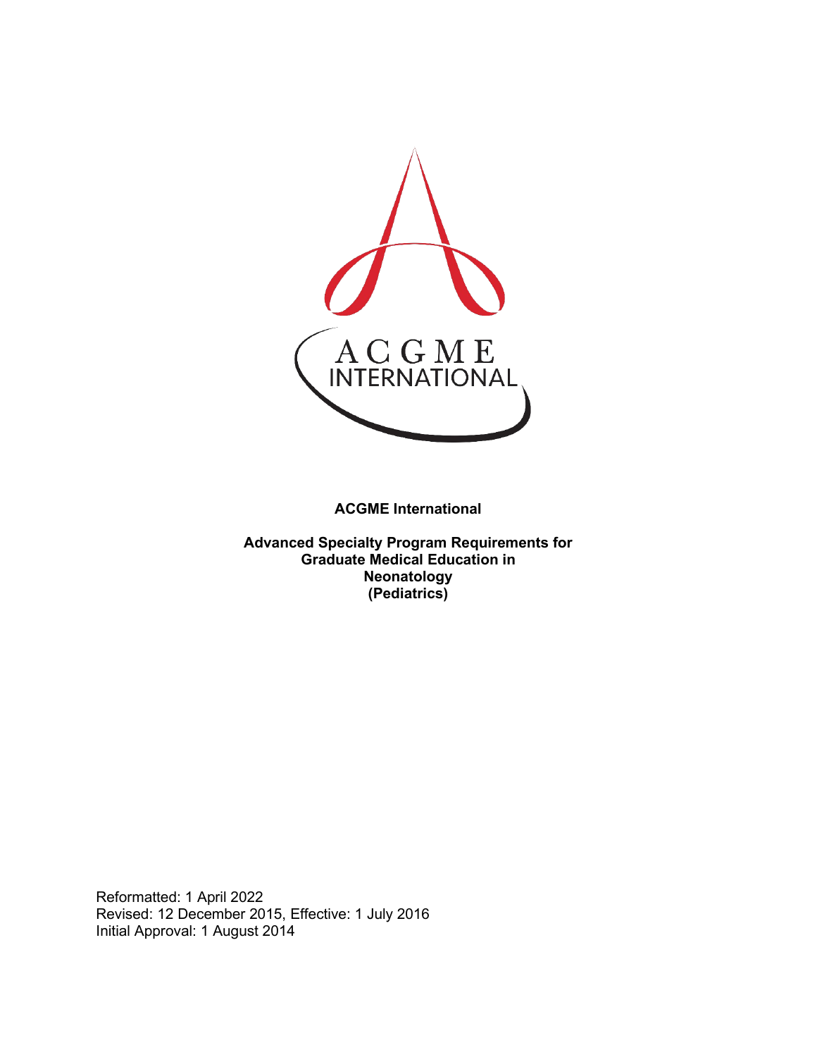**ACGME International**

**Advanced Specialty Program Requirements for Graduate Medical Education in Neonatology (Pediatrics)**

Reformatted: 1 April 2022
Revised: 12 December 2015, Effective: 1 July 2016
Initial Approval: 1 August 2014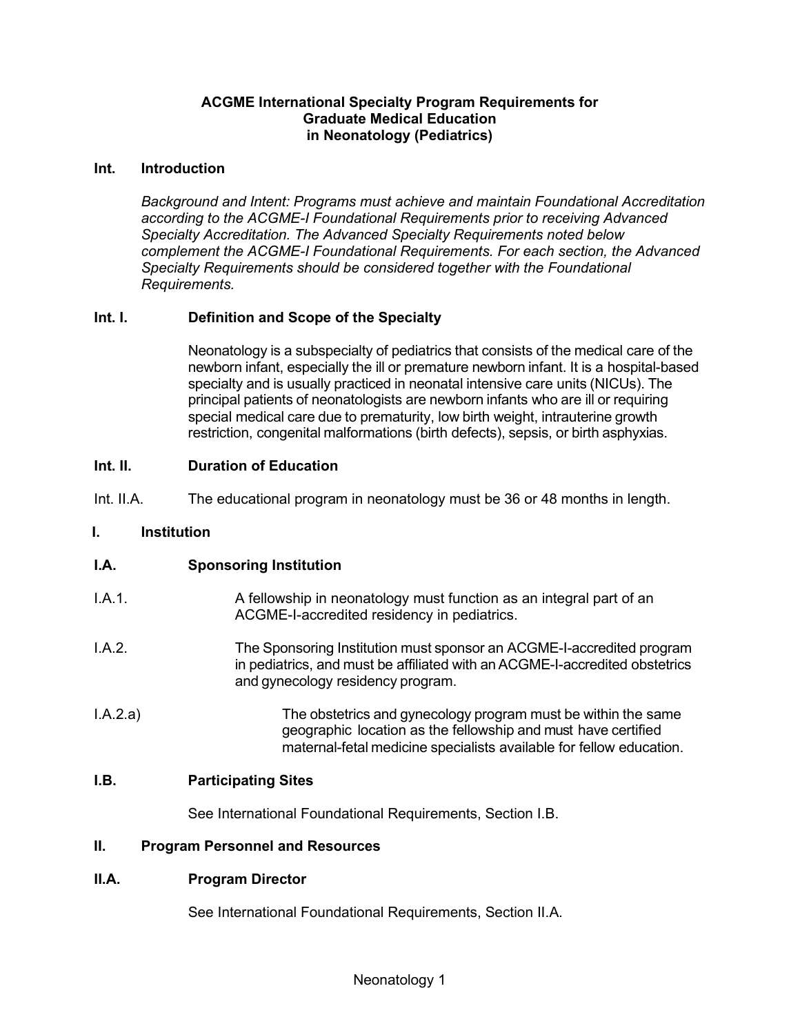# ACGME International Specialty Program Requirements for Graduate Medical Education in Neonatology (Pediatrics)

## Int. Introduction

*Background and Intent: Programs must achieve and maintain Foundational Accreditation according to the ACGME-I Foundational Requirements prior to receiving Advanced Specialty Accreditation. The Advanced Specialty Requirements noted below complement the ACGME-I Foundational Requirements. For each section, the Advanced Specialty Requirements should be considered together with the Foundational Requirements.*

### Int. I. Definition and Scope of the Specialty

Neonatology is a subspecialty of pediatrics that consists of the medical care of the newborn infant, especially the ill or premature newborn infant. It is a hospital-based specialty and is usually practiced in neonatal intensive care units (NICUs). The principal patients of neonatologists are newborn infants who are ill or requiring special medical care due to prematurity, low birth weight, intrauterine growth restriction, congenital malformations (birth defects), sepsis, or birth asphyxias.

### Int. II. Duration of Education

Int. II.A. The educational program in neonatology must be 36 or 48 months in length.

## I. Institution

### I.A. Sponsoring Institution

I.A.1. A fellowship in neonatology must function as an integral part of an ACGME-I-accredited residency in pediatrics.

I.A.2. The Sponsoring Institution must sponsor an ACGME-I-accredited program in pediatrics, and must be affiliated with an ACGME-I-accredited obstetrics and gynecology residency program.

I.A.2.a) The obstetrics and gynecology program must be within the same geographic location as the fellowship and must have certified maternal-fetal medicine specialists available for fellow education.

### I.B. Participating Sites

See International Foundational Requirements, Section I.B.

## II. Program Personnel and Resources

### II.A. Program Director

See International Foundational Requirements, Section II.A.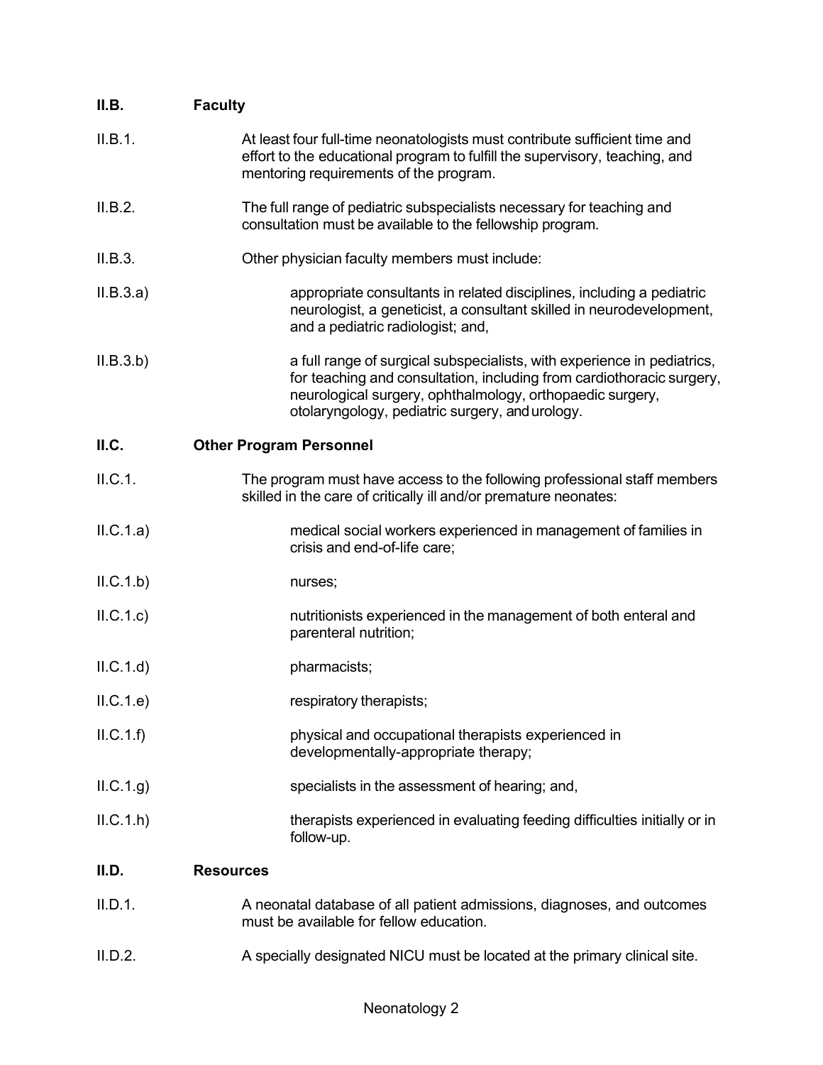**II.B. Faculty**

II.B.1. At least four full-time neonatologists must contribute sufficient time and effort to the educational program to fulfill the supervisory, teaching, and mentoring requirements of the program.

II.B.2. The full range of pediatric subspecialists necessary for teaching and consultation must be available to the fellowship program.

II.B.3. Other physician faculty members must include:

II.B.3.a) appropriate consultants in related disciplines, including a pediatric neurologist, a geneticist, a consultant skilled in neurodevelopment, and a pediatric radiologist; and,

II.B.3.b) a full range of surgical subspecialists, with experience in pediatrics, for teaching and consultation, including from cardiothoracic surgery, neurological surgery, ophthalmology, orthopaedic surgery, otolaryngology, pediatric surgery, and urology.

**II.C. Other Program Personnel**

II.C.1. The program must have access to the following professional staff members skilled in the care of critically ill and/or premature neonates:

II.C.1.a) medical social workers experienced in management of families in crisis and end-of-life care;

II.C.1.b) nurses;

II.C.1.c) nutritionists experienced in the management of both enteral and parenteral nutrition;

II.C.1.d) pharmacists;

II.C.1.e) respiratory therapists;

II.C.1.f) physical and occupational therapists experienced in developmentally-appropriate therapy;

II.C.1.g) specialists in the assessment of hearing; and,

II.C.1.h) therapists experienced in evaluating feeding difficulties initially or in follow-up.

**II.D. Resources**

II.D.1. A neonatal database of all patient admissions, diagnoses, and outcomes must be available for fellow education.

II.D.2. A specially designated NICU must be located at the primary clinical site.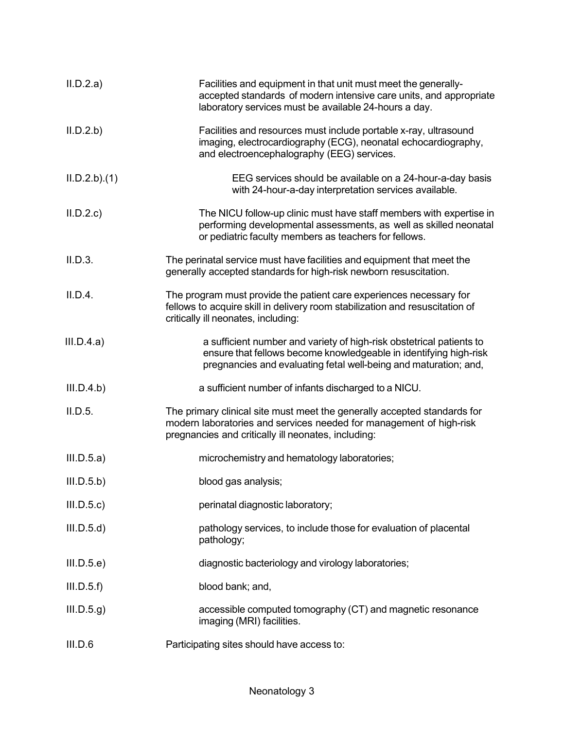II.D.2.a) Facilities and equipment in that unit must meet the generally-accepted standards of modern intensive care units, and appropriate laboratory services must be available 24-hours a day.

II.D.2.b) Facilities and resources must include portable x-ray, ultrasound imaging, electrocardiography (ECG), neonatal echocardiography, and electroencephalography (EEG) services.

II.D.2.b).(1) EEG services should be available on a 24-hour-a-day basis with 24-hour-a-day interpretation services available.

II.D.2.c) The NICU follow-up clinic must have staff members with expertise in performing developmental assessments, as well as skilled neonatal or pediatric faculty members as teachers for fellows.

II.D.3. The perinatal service must have facilities and equipment that meet the generally accepted standards for high-risk newborn resuscitation.

II.D.4. The program must provide the patient care experiences necessary for fellows to acquire skill in delivery room stabilization and resuscitation of critically ill neonates, including:

III.D.4.a) a sufficient number and variety of high-risk obstetrical patients to ensure that fellows become knowledgeable in identifying high-risk pregnancies and evaluating fetal well-being and maturation; and,

III.D.4.b) a sufficient number of infants discharged to a NICU.

II.D.5. The primary clinical site must meet the generally accepted standards for modern laboratories and services needed for management of high-risk pregnancies and critically ill neonates, including:

III.D.5.a) microchemistry and hematology laboratories;

III.D.5.b) blood gas analysis;

III.D.5.c) perinatal diagnostic laboratory;

III.D.5.d) pathology services, to include those for evaluation of placental pathology;

III.D.5.e) diagnostic bacteriology and virology laboratories;

III.D.5.f) blood bank; and,

III.D.5.g) accessible computed tomography (CT) and magnetic resonance imaging (MRI) facilities.

III.D.6 Participating sites should have access to: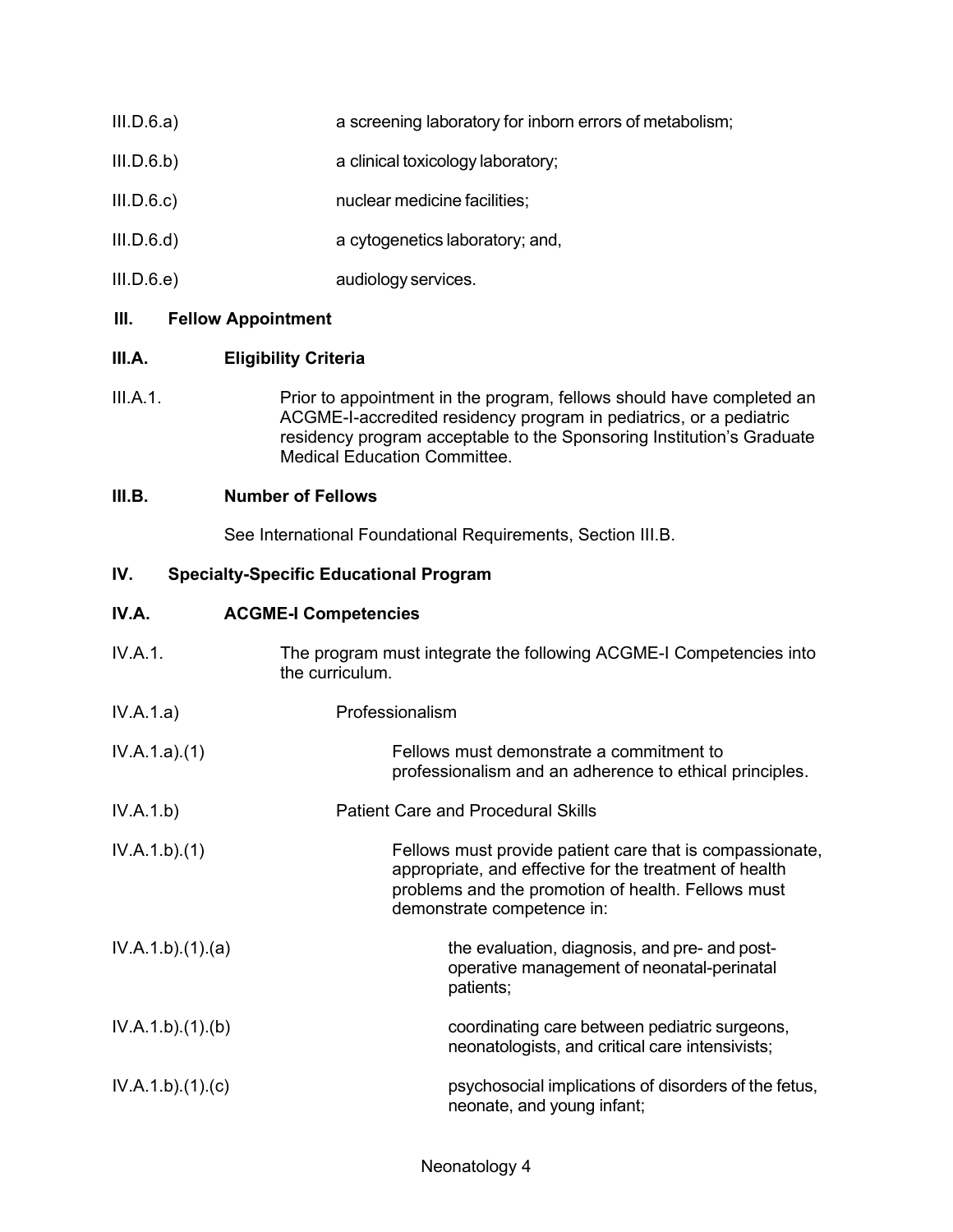III.D.6.a) a screening laboratory for inborn errors of metabolism;

III.D.6.b) a clinical toxicology laboratory;

III.D.6.c) nuclear medicine facilities;

III.D.6.d) a cytogenetics laboratory; and,

III.D.6.e) audiology services.

## III. Fellow Appointment

### III.A. Eligibility Criteria

III.A.1. Prior to appointment in the program, fellows should have completed an ACGME-I-accredited residency program in pediatrics, or a pediatric residency program acceptable to the Sponsoring Institution's Graduate Medical Education Committee.

### III.B. Number of Fellows

See International Foundational Requirements, Section III.B.

## IV. Specialty-Specific Educational Program

### IV.A. ACGME-I Competencies

IV.A.1. The program must integrate the following ACGME-I Competencies into the curriculum.

IV.A.1.a) Professionalism

IV.A.1.a).(1) Fellows must demonstrate a commitment to professionalism and an adherence to ethical principles.

IV.A.1.b) Patient Care and Procedural Skills

IV.A.1.b).(1) Fellows must provide patient care that is compassionate, appropriate, and effective for the treatment of health problems and the promotion of health. Fellows must demonstrate competence in:

IV.A.1.b).(1).(a) the evaluation, diagnosis, and pre- and post-operative management of neonatal-perinatal patients;

IV.A.1.b).(1).(b) coordinating care between pediatric surgeons, neonatologists, and critical care intensivists;

IV.A.1.b).(1).(c) psychosocial implications of disorders of the fetus, neonate, and young infant;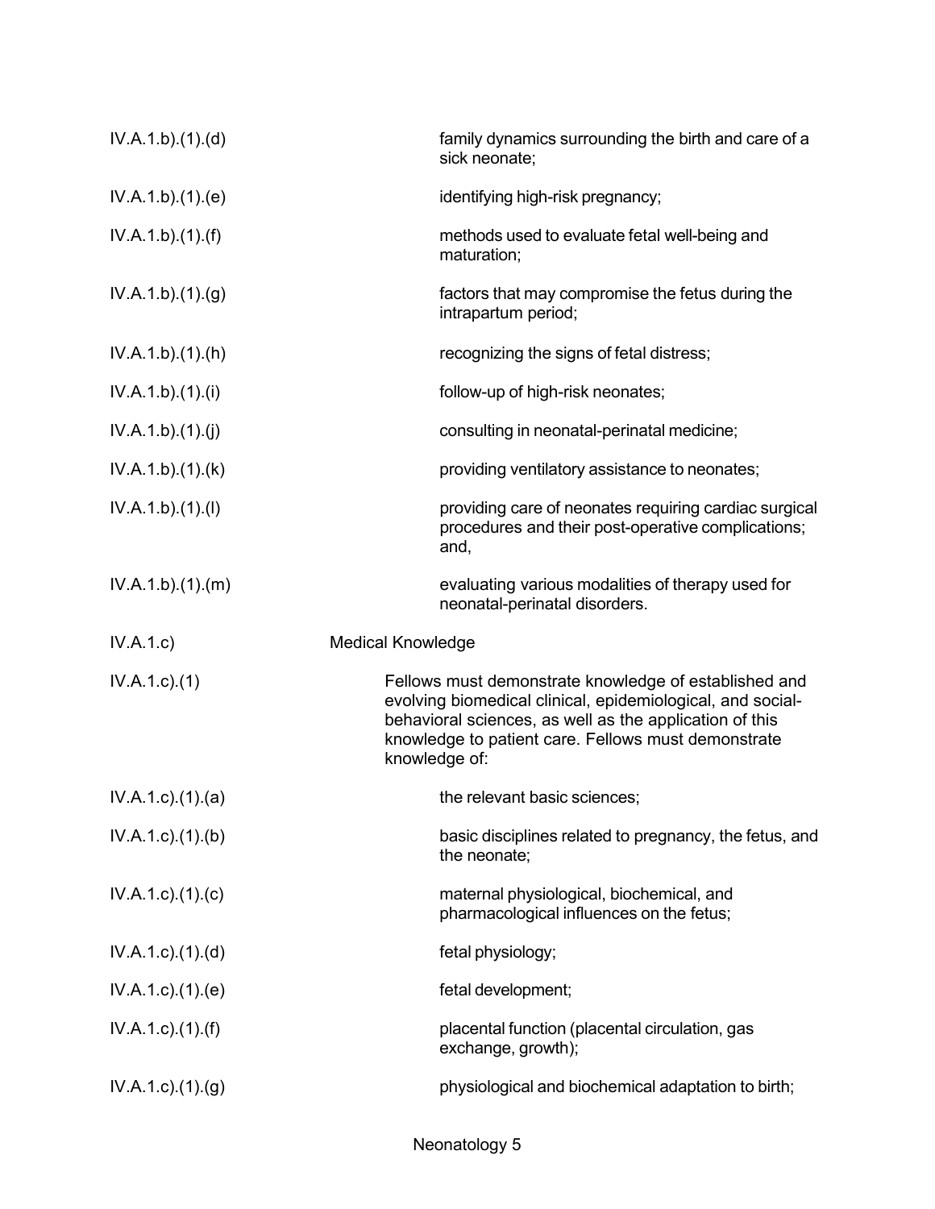| | |
|---|---|
| IV.A.1.b).(1).(d) | family dynamics surrounding the birth and care of a sick neonate; |
| IV.A.1.b).(1).(e) | identifying high-risk pregnancy; |
| IV.A.1.b).(1).(f) | methods used to evaluate fetal well-being and maturation; |
| IV.A.1.b).(1).(g) | factors that may compromise the fetus during the intrapartum period; |
| IV.A.1.b).(1).(h) | recognizing the signs of fetal distress; |
| IV.A.1.b).(1).(i) | follow-up of high-risk neonates; |
| IV.A.1.b).(1).(j) | consulting in neonatal-perinatal medicine; |
| IV.A.1.b).(1).(k) | providing ventilatory assistance to neonates; |
| IV.A.1.b).(1).(l) | providing care of neonates requiring cardiac surgical procedures and their post-operative complications; and, |
| IV.A.1.b).(1).(m) | evaluating various modalities of therapy used for neonatal-perinatal disorders. |
| IV.A.1.c) | Medical Knowledge |
| IV.A.1.c).(1) | Fellows must demonstrate knowledge of established and evolving biomedical clinical, epidemiological, and social-behavioral sciences, as well as the application of this knowledge to patient care. Fellows must demonstrate knowledge of: |
| IV.A.1.c).(1).(a) | the relevant basic sciences; |
| IV.A.1.c).(1).(b) | basic disciplines related to pregnancy, the fetus, and the neonate; |
| IV.A.1.c).(1).(c) | maternal physiological, biochemical, and pharmacological influences on the fetus; |
| IV.A.1.c).(1).(d) | fetal physiology; |
| IV.A.1.c).(1).(e) | fetal development; |
| IV.A.1.c).(1).(f) | placental function (placental circulation, gas exchange, growth); |
| IV.A.1.c).(1).(g) | physiological and biochemical adaptation to birth; |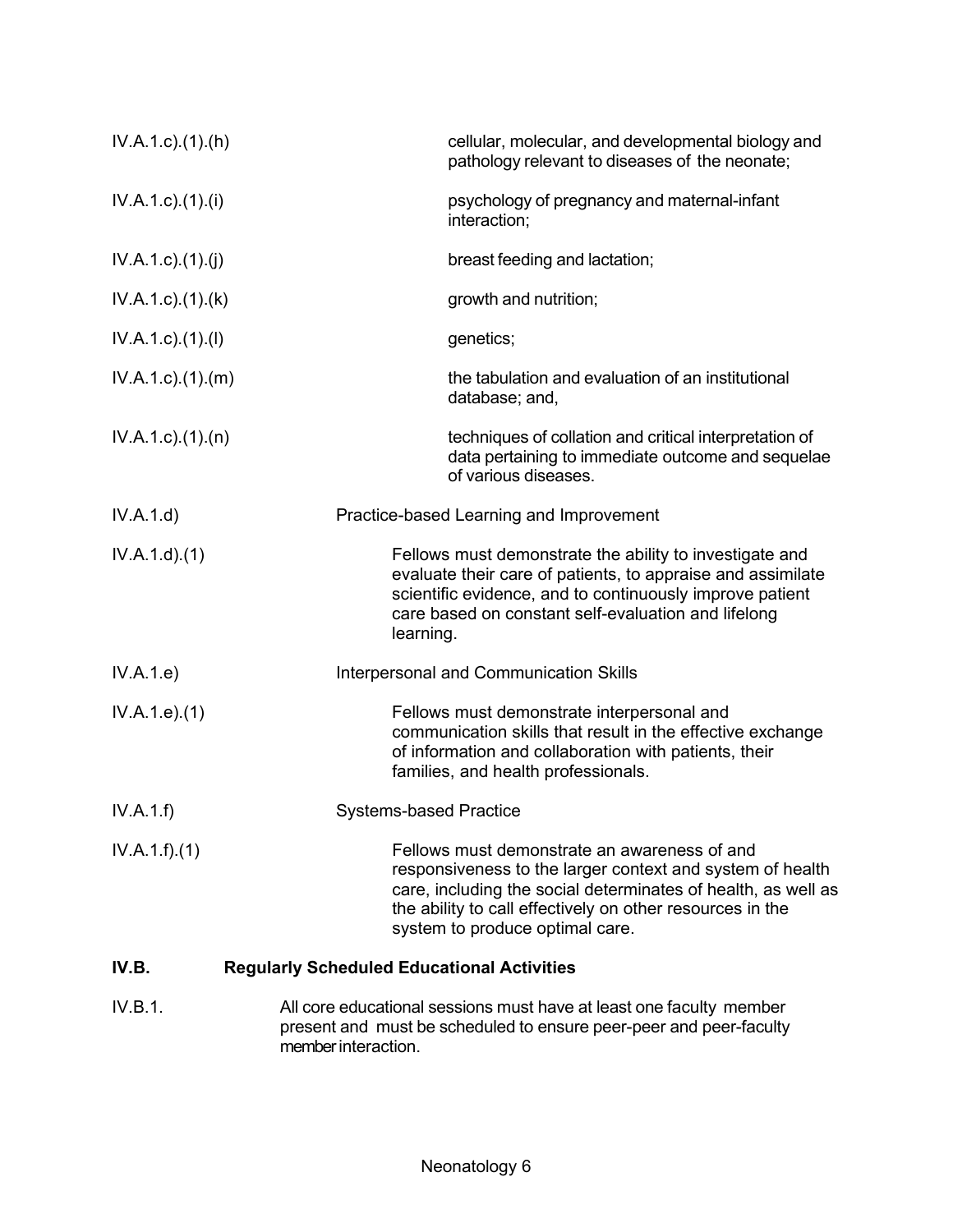IV.A.1.c).(1).(h) cellular, molecular, and developmental biology and pathology relevant to diseases of the neonate;

IV.A.1.c).(1).(i) psychology of pregnancy and maternal-infant interaction;

IV.A.1.c).(1).(j) breast feeding and lactation;

IV.A.1.c).(1).(k) growth and nutrition;

IV.A.1.c).(1).(l) genetics;

IV.A.1.c).(1).(m) the tabulation and evaluation of an institutional database; and,

IV.A.1.c).(1).(n) techniques of collation and critical interpretation of data pertaining to immediate outcome and sequelae of various diseases.

IV.A.1.d) Practice-based Learning and Improvement

IV.A.1.d).(1) Fellows must demonstrate the ability to investigate and evaluate their care of patients, to appraise and assimilate scientific evidence, and to continuously improve patient care based on constant self-evaluation and lifelong learning.

IV.A.1.e) Interpersonal and Communication Skills

IV.A.1.e).(1) Fellows must demonstrate interpersonal and communication skills that result in the effective exchange of information and collaboration with patients, their families, and health professionals.

IV.A.1.f) Systems-based Practice

IV.A.1.f).(1) Fellows must demonstrate an awareness of and responsiveness to the larger context and system of health care, including the social determinates of health, as well as the ability to call effectively on other resources in the system to produce optimal care.

## IV.B. Regularly Scheduled Educational Activities

IV.B.1. All core educational sessions must have at least one faculty member present and must be scheduled to ensure peer-peer and peer-faculty member interaction.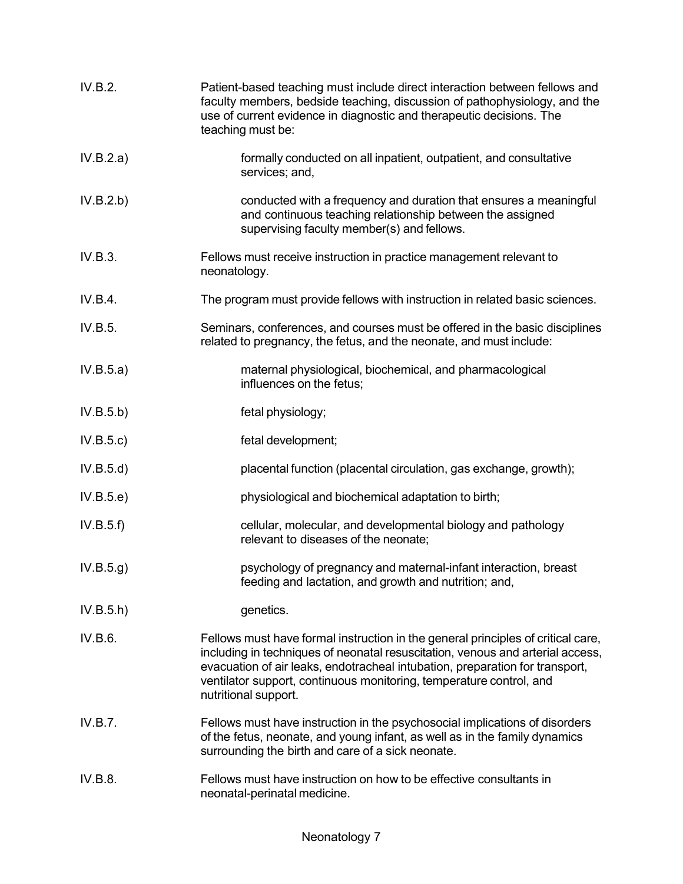IV.B.2. Patient-based teaching must include direct interaction between fellows and faculty members, bedside teaching, discussion of pathophysiology, and the use of current evidence in diagnostic and therapeutic decisions. The teaching must be:

IV.B.2.a) formally conducted on all inpatient, outpatient, and consultative services; and,

IV.B.2.b) conducted with a frequency and duration that ensures a meaningful and continuous teaching relationship between the assigned supervising faculty member(s) and fellows.

IV.B.3. Fellows must receive instruction in practice management relevant to neonatology.

IV.B.4. The program must provide fellows with instruction in related basic sciences.

IV.B.5. Seminars, conferences, and courses must be offered in the basic disciplines related to pregnancy, the fetus, and the neonate, and must include:

IV.B.5.a) maternal physiological, biochemical, and pharmacological influences on the fetus;

IV.B.5.b) fetal physiology;

IV.B.5.c) fetal development;

IV.B.5.d) placental function (placental circulation, gas exchange, growth);

IV.B.5.e) physiological and biochemical adaptation to birth;

IV.B.5.f) cellular, molecular, and developmental biology and pathology relevant to diseases of the neonate;

IV.B.5.g) psychology of pregnancy and maternal-infant interaction, breast feeding and lactation, and growth and nutrition; and,

IV.B.5.h) genetics.

IV.B.6. Fellows must have formal instruction in the general principles of critical care, including in techniques of neonatal resuscitation, venous and arterial access, evacuation of air leaks, endotracheal intubation, preparation for transport, ventilator support, continuous monitoring, temperature control, and nutritional support.

IV.B.7. Fellows must have instruction in the psychosocial implications of disorders of the fetus, neonate, and young infant, as well as in the family dynamics surrounding the birth and care of a sick neonate.

IV.B.8. Fellows must have instruction on how to be effective consultants in neonatal-perinatal medicine.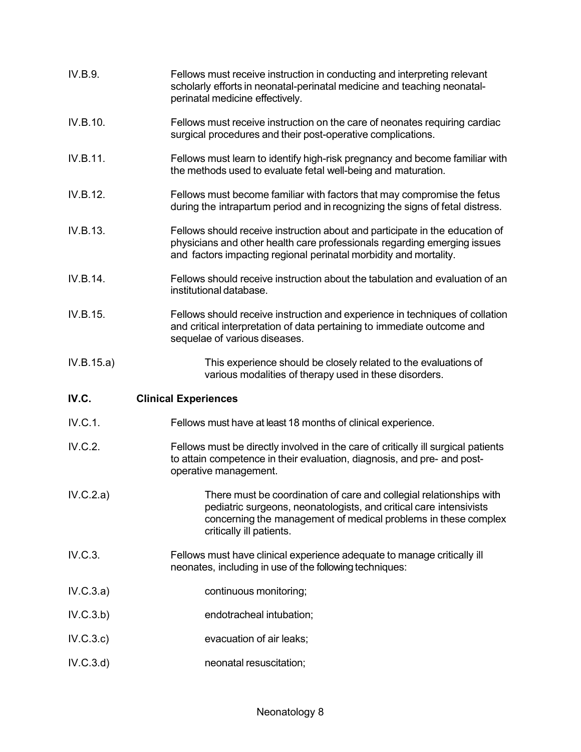IV.B.9. Fellows must receive instruction in conducting and interpreting relevant scholarly efforts in neonatal-perinatal medicine and teaching neonatal-perinatal medicine effectively.

IV.B.10. Fellows must receive instruction on the care of neonates requiring cardiac surgical procedures and their post-operative complications.

IV.B.11. Fellows must learn to identify high-risk pregnancy and become familiar with the methods used to evaluate fetal well-being and maturation.

IV.B.12. Fellows must become familiar with factors that may compromise the fetus during the intrapartum period and in recognizing the signs of fetal distress.

IV.B.13. Fellows should receive instruction about and participate in the education of physicians and other health care professionals regarding emerging issues and factors impacting regional perinatal morbidity and mortality.

IV.B.14. Fellows should receive instruction about the tabulation and evaluation of an institutional database.

IV.B.15. Fellows should receive instruction and experience in techniques of collation and critical interpretation of data pertaining to immediate outcome and sequelae of various diseases.

IV.B.15.a) This experience should be closely related to the evaluations of various modalities of therapy used in these disorders.

## IV.C. Clinical Experiences

IV.C.1. Fellows must have at least 18 months of clinical experience.

IV.C.2. Fellows must be directly involved in the care of critically ill surgical patients to attain competence in their evaluation, diagnosis, and pre- and post-operative management.

IV.C.2.a) There must be coordination of care and collegial relationships with pediatric surgeons, neonatologists, and critical care intensivists concerning the management of medical problems in these complex critically ill patients.

IV.C.3. Fellows must have clinical experience adequate to manage critically ill neonates, including in use of the following techniques:

IV.C.3.a) continuous monitoring;

IV.C.3.b) endotracheal intubation;

IV.C.3.c) evacuation of air leaks;

IV.C.3.d) neonatal resuscitation;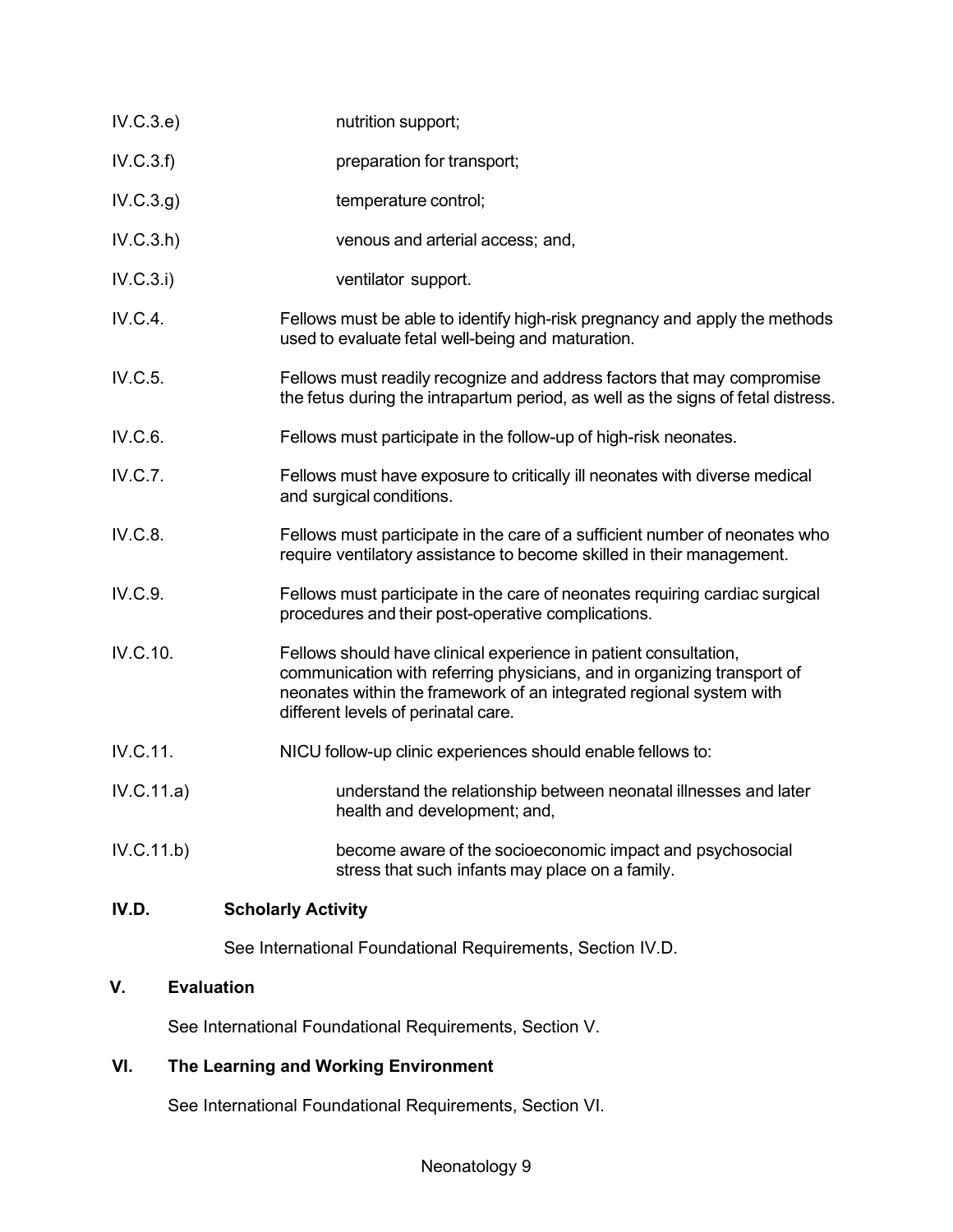IV.C.3.e) nutrition support;

IV.C.3.f) preparation for transport;

IV.C.3.g) temperature control;

IV.C.3.h) venous and arterial access; and,

IV.C.3.i) ventilator support.

IV.C.4. Fellows must be able to identify high-risk pregnancy and apply the methods used to evaluate fetal well-being and maturation.

IV.C.5. Fellows must readily recognize and address factors that may compromise the fetus during the intrapartum period, as well as the signs of fetal distress.

IV.C.6. Fellows must participate in the follow-up of high-risk neonates.

IV.C.7. Fellows must have exposure to critically ill neonates with diverse medical and surgical conditions.

IV.C.8. Fellows must participate in the care of a sufficient number of neonates who require ventilatory assistance to become skilled in their management.

IV.C.9. Fellows must participate in the care of neonates requiring cardiac surgical procedures and their post-operative complications.

IV.C.10. Fellows should have clinical experience in patient consultation, communication with referring physicians, and in organizing transport of neonates within the framework of an integrated regional system with different levels of perinatal care.

IV.C.11. NICU follow-up clinic experiences should enable fellows to:

IV.C.11.a) understand the relationship between neonatal illnesses and later health and development; and,

IV.C.11.b) become aware of the socioeconomic impact and psychosocial stress that such infants may place on a family.

### IV.D. Scholarly Activity

See International Foundational Requirements, Section IV.D.

## V. Evaluation

See International Foundational Requirements, Section V.

## VI. The Learning and Working Environment

See International Foundational Requirements, Section VI.